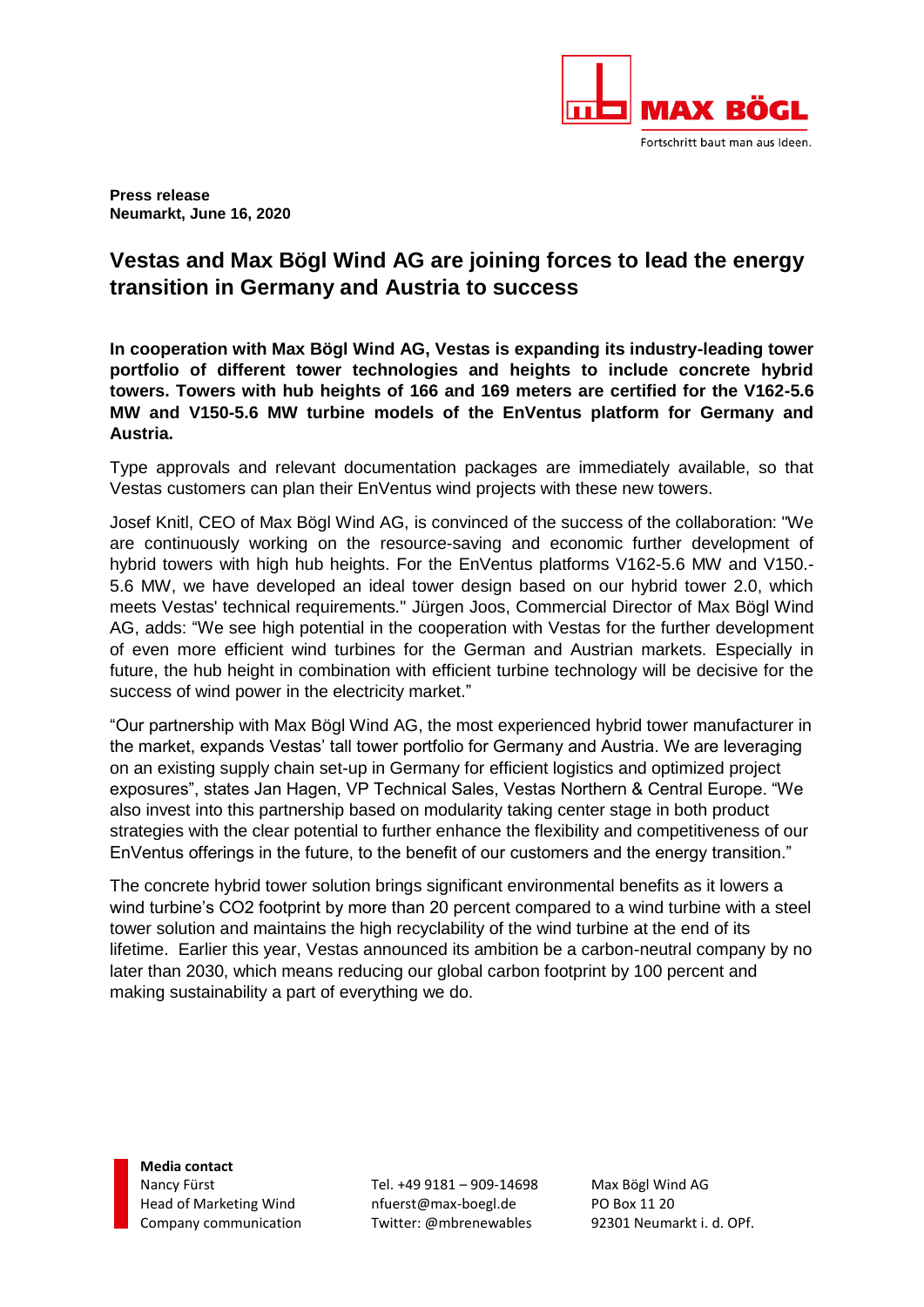MAX BÖGL

Fortschritt baut man aus Ideen.

**Press release**
**Neumarkt, June 16, 2020**

# Vestas and Max Bögl Wind AG are joining forces to lead the energy transition in Germany and Austria to success

**In cooperation with Max Bögl Wind AG, Vestas is expanding its industry-leading tower portfolio of different tower technologies and heights to include concrete hybrid towers. Towers with hub heights of 166 and 169 meters are certified for the V162-5.6 MW and V150-5.6 MW turbine models of the EnVentus platform for Germany and Austria.**

Type approvals and relevant documentation packages are immediately available, so that Vestas customers can plan their EnVentus wind projects with these new towers.

Josef Knitl, CEO of Max Bögl Wind AG, is convinced of the success of the collaboration: "We are continuously working on the resource-saving and economic further development of hybrid towers with high hub heights. For the EnVentus platforms V162-5.6 MW and V150.-5.6 MW, we have developed an ideal tower design based on our hybrid tower 2.0, which meets Vestas' technical requirements." Jürgen Joos, Commercial Director of Max Bögl Wind AG, adds: "We see high potential in the cooperation with Vestas for the further development of even more efficient wind turbines for the German and Austrian markets. Especially in future, the hub height in combination with efficient turbine technology will be decisive for the success of wind power in the electricity market."

"Our partnership with Max Bögl Wind AG, the most experienced hybrid tower manufacturer in the market, expands Vestas' tall tower portfolio for Germany and Austria. We are leveraging on an existing supply chain set-up in Germany for efficient logistics and optimized project exposures", states Jan Hagen, VP Technical Sales, Vestas Northern & Central Europe. "We also invest into this partnership based on modularity taking center stage in both product strategies with the clear potential to further enhance the flexibility and competitiveness of our EnVentus offerings in the future, to the benefit of our customers and the energy transition."

The concrete hybrid tower solution brings significant environmental benefits as it lowers a wind turbine's $CO_2$ footprint by more than 20 percent compared to a wind turbine with a steel tower solution and maintains the high recyclability of the wind turbine at the end of its lifetime. Earlier this year, Vestas announced its ambition be a carbon-neutral company by no later than 2030, which means reducing our global carbon footprint by 100 percent and making sustainability a part of everything we do.

**Media contact**
Nancy Fürst
Head of Marketing Wind
Company communication

Tel. +49 9181 – 909-14698
nfuerst@max-boegl.de
Twitter: @mbrenewables

Max Bögl Wind AG
PO Box 11 20
92301 Neumarkt i. d. OPf.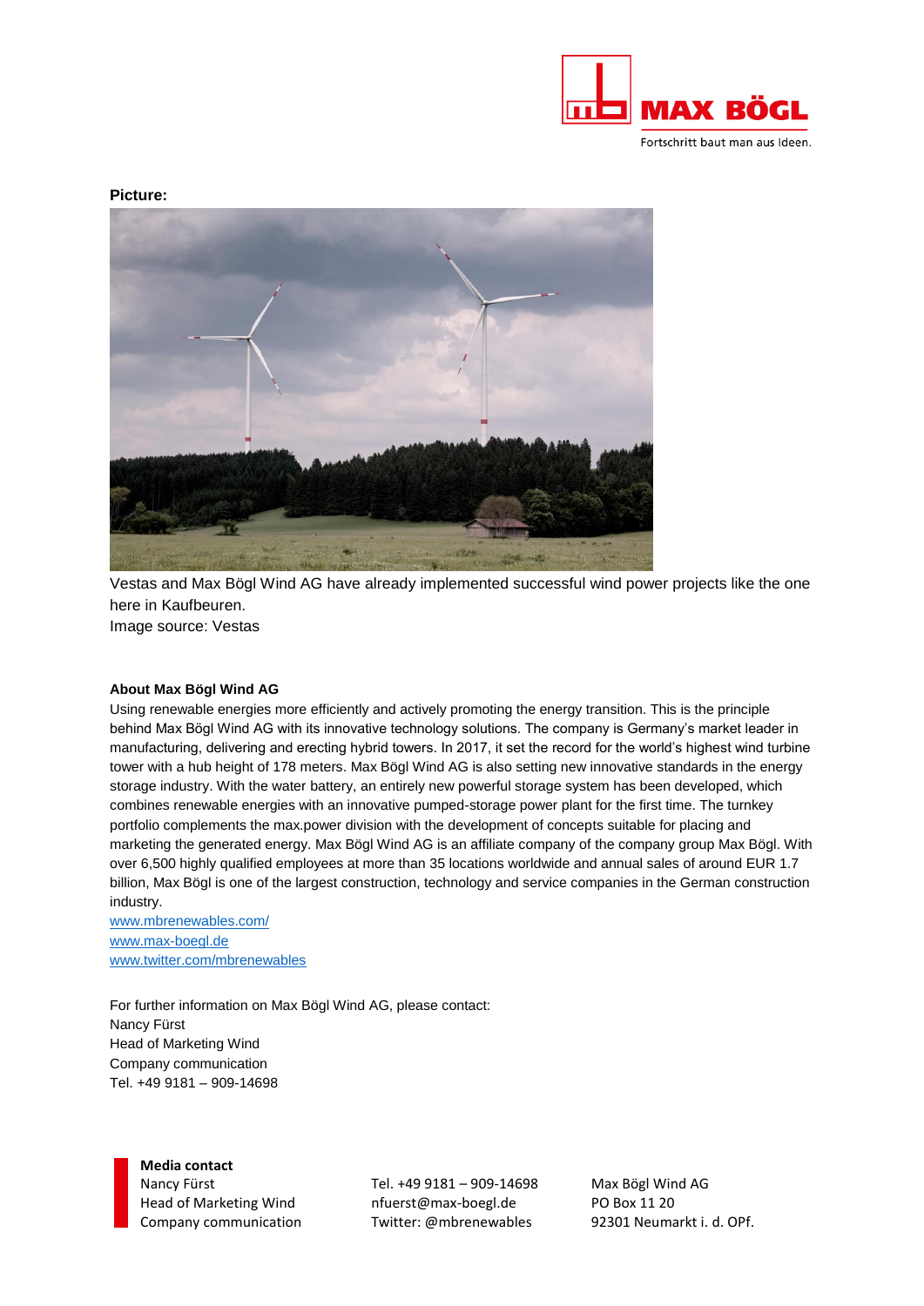**Picture:**

Vestas and Max Bögl Wind AG have already implemented successful wind power projects like the one here in Kaufbeuren.
Image source: Vestas

**About Max Bögl Wind AG**

Using renewable energies more efficiently and actively promoting the energy transition. This is the principle behind Max Bögl Wind AG with its innovative technology solutions. The company is Germany's market leader in manufacturing, delivering and erecting hybrid towers. In 2017, it set the record for the world's highest wind turbine tower with a hub height of 178 meters. Max Bögl Wind AG is also setting new innovative standards in the energy storage industry. With the water battery, an entirely new powerful storage system has been developed, which combines renewable energies with an innovative pumped-storage power plant for the first time. The turnkey portfolio complements the max.power division with the development of concepts suitable for placing and marketing the generated energy. Max Bögl Wind AG is an affiliate company of the company group Max Bögl. With over 6,500 highly qualified employees at more than 35 locations worldwide and annual sales of around EUR 1.7 billion, Max Bögl is one of the largest construction, technology and service companies in the German construction industry.

www.mbrenewables.com/
www.max-boegl.de
www.twitter.com/mbrenewables

For further information on Max Bögl Wind AG, please contact:
Nancy Fürst
Head of Marketing Wind
Company communication
Tel. +49 9181 – 909-14698

**Media contact**
Nancy Fürst
Head of Marketing Wind
Company communication

Tel. +49 9181 – 909-14698
nfuerst@max-boegl.de
Twitter: @mbrenewables

Max Bögl Wind AG
PO Box 11 20
92301 Neumarkt i. d. OPf.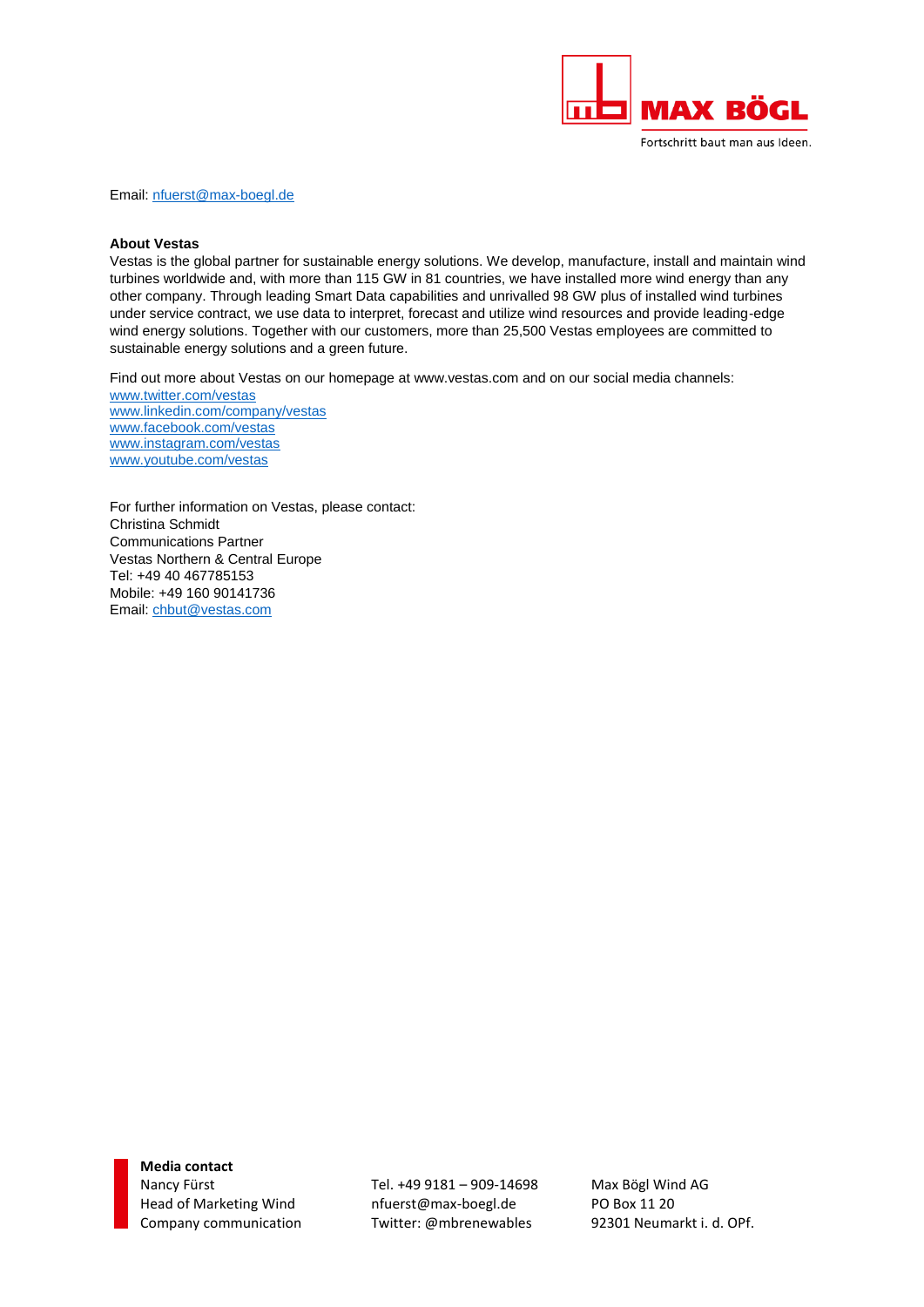Email: nfuerst@max-boegl.de

**About Vestas**

Vestas is the global partner for sustainable energy solutions. We develop, manufacture, install and maintain wind turbines worldwide and, with more than 115 GW in 81 countries, we have installed more wind energy than any other company. Through leading Smart Data capabilities and unrivalled 98 GW plus of installed wind turbines under service contract, we use data to interpret, forecast and utilize wind resources and provide leading-edge wind energy solutions. Together with our customers, more than 25,500 Vestas employees are committed to sustainable energy solutions and a green future.

Find out more about Vestas on our homepage at www.vestas.com and on our social media channels:
www.twitter.com/vestas
www.linkedin.com/company/vestas
www.facebook.com/vestas
www.instagram.com/vestas
www.youtube.com/vestas

For further information on Vestas, please contact:
Christina Schmidt
Communications Partner
Vestas Northern & Central Europe
Tel: +49 40 467785153
Mobile: +49 160 90141736
Email: chbut@vestas.com